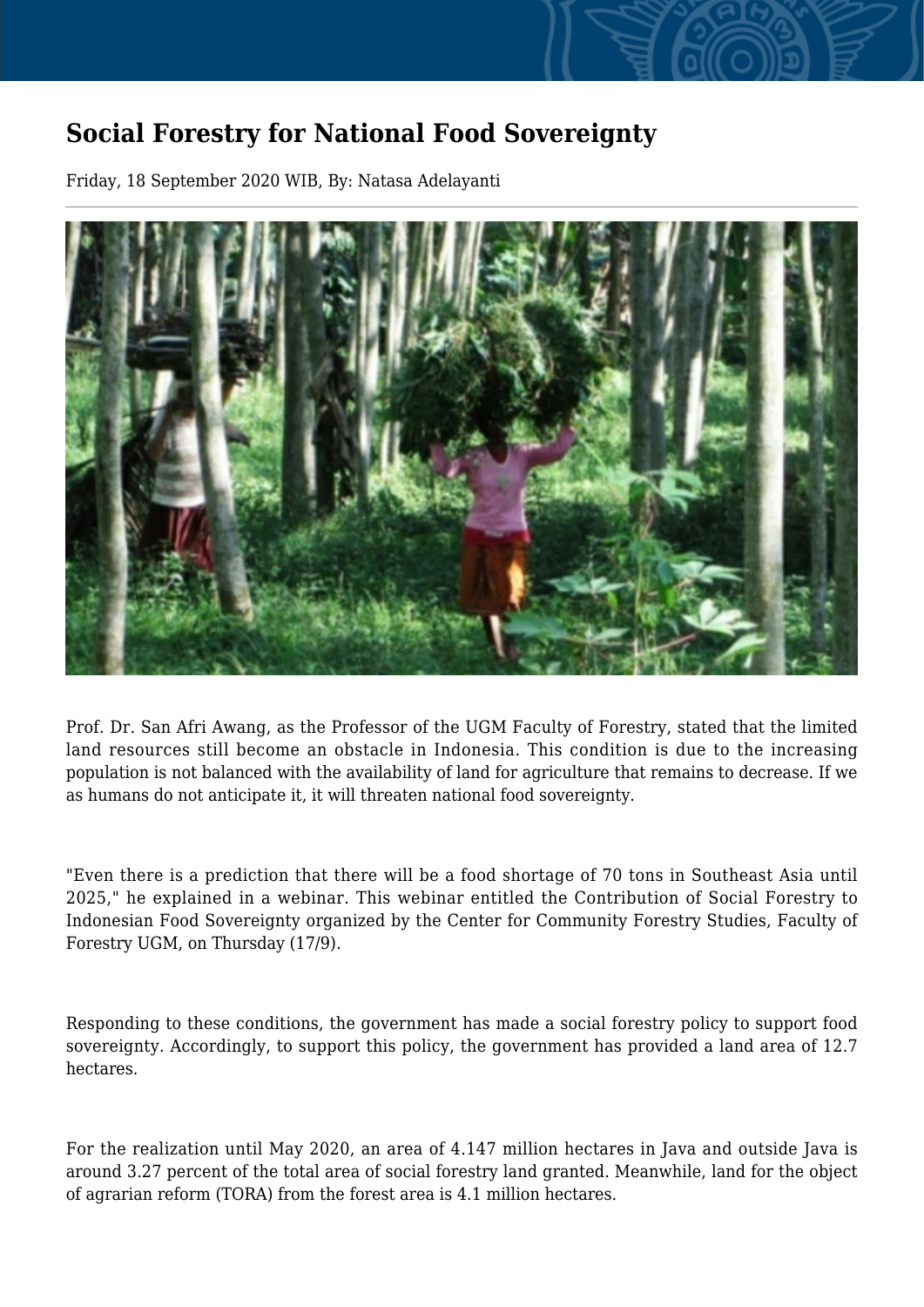# Social Forestry for National Food Sovereignty

Friday, 18 September 2020 WIB, By: Natasa Adelayanti

Prof. Dr. San Afri Awang, as the Professor of the UGM Faculty of Forestry, stated that the limited land resources still become an obstacle in Indonesia. This condition is due to the increasing population is not balanced with the availability of land for agriculture that remains to decrease. If we as humans do not anticipate it, it will threaten national food sovereignty.

"Even there is a prediction that there will be a food shortage of 70 tons in Southeast Asia until 2025," he explained in a webinar. This webinar entitled the Contribution of Social Forestry to Indonesian Food Sovereignty organized by the Center for Community Forestry Studies, Faculty of Forestry UGM, on Thursday (17/9).

Responding to these conditions, the government has made a social forestry policy to support food sovereignty. Accordingly, to support this policy, the government has provided a land area of 12.7 hectares.

For the realization until May 2020, an area of 4.147 million hectares in Java and outside Java is around 3.27 percent of the total area of social forestry land granted. Meanwhile, land for the object of agrarian reform (TORA) from the forest area is 4.1 million hectares.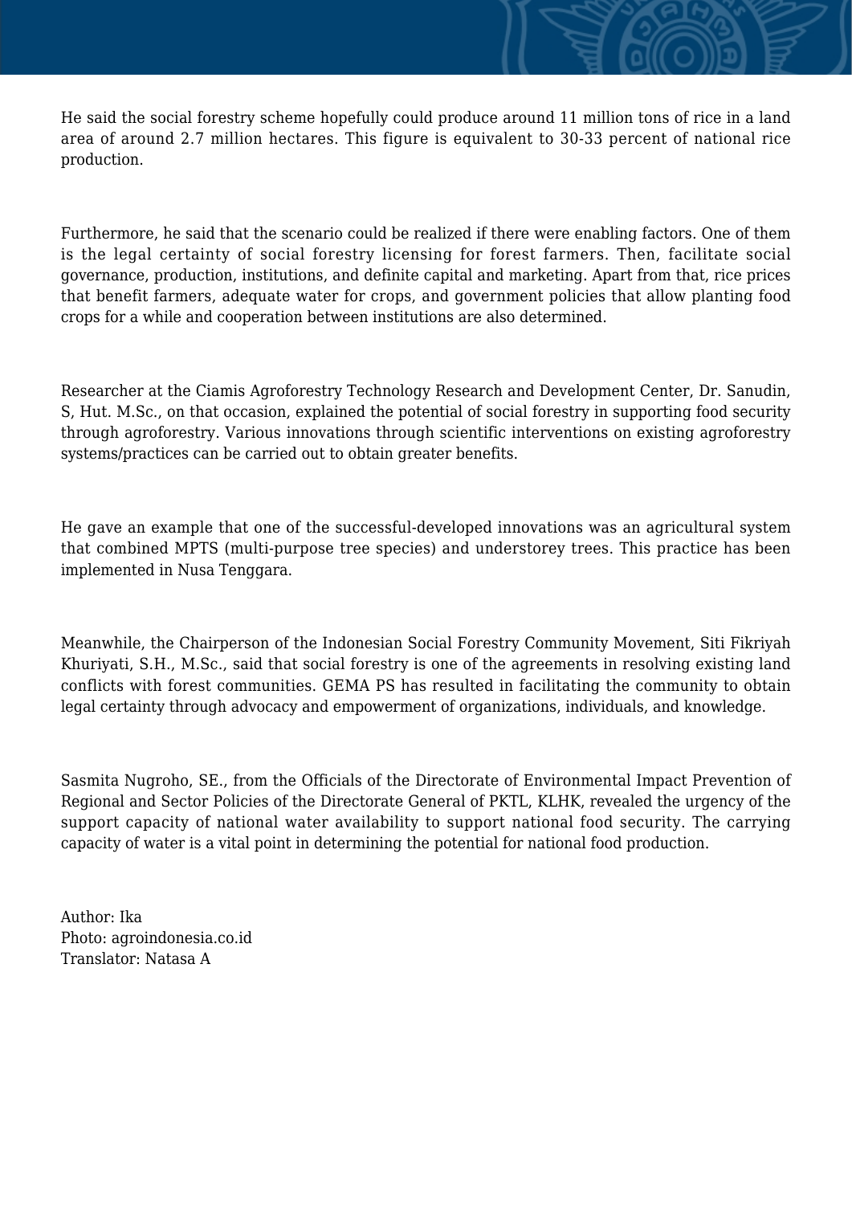He said the social forestry scheme hopefully could produce around 11 million tons of rice in a land area of around 2.7 million hectares. This figure is equivalent to 30-33 percent of national rice production.

Furthermore, he said that the scenario could be realized if there were enabling factors. One of them is the legal certainty of social forestry licensing for forest farmers. Then, facilitate social governance, production, institutions, and definite capital and marketing. Apart from that, rice prices that benefit farmers, adequate water for crops, and government policies that allow planting food crops for a while and cooperation between institutions are also determined.

Researcher at the Ciamis Agroforestry Technology Research and Development Center, Dr. Sanudin, S, Hut. M.Sc., on that occasion, explained the potential of social forestry in supporting food security through agroforestry. Various innovations through scientific interventions on existing agroforestry systems/practices can be carried out to obtain greater benefits.

He gave an example that one of the successful-developed innovations was an agricultural system that combined MPTS (multi-purpose tree species) and understorey trees. This practice has been implemented in Nusa Tenggara.

Meanwhile, the Chairperson of the Indonesian Social Forestry Community Movement, Siti Fikriyah Khuriyati, S.H., M.Sc., said that social forestry is one of the agreements in resolving existing land conflicts with forest communities. GEMA PS has resulted in facilitating the community to obtain legal certainty through advocacy and empowerment of organizations, individuals, and knowledge.

Sasmita Nugroho, SE., from the Officials of the Directorate of Environmental Impact Prevention of Regional and Sector Policies of the Directorate General of PKTL, KLHK, revealed the urgency of the support capacity of national water availability to support national food security. The carrying capacity of water is a vital point in determining the potential for national food production.

Author: Ika
Photo: agroindonesia.co.id
Translator: Natasa A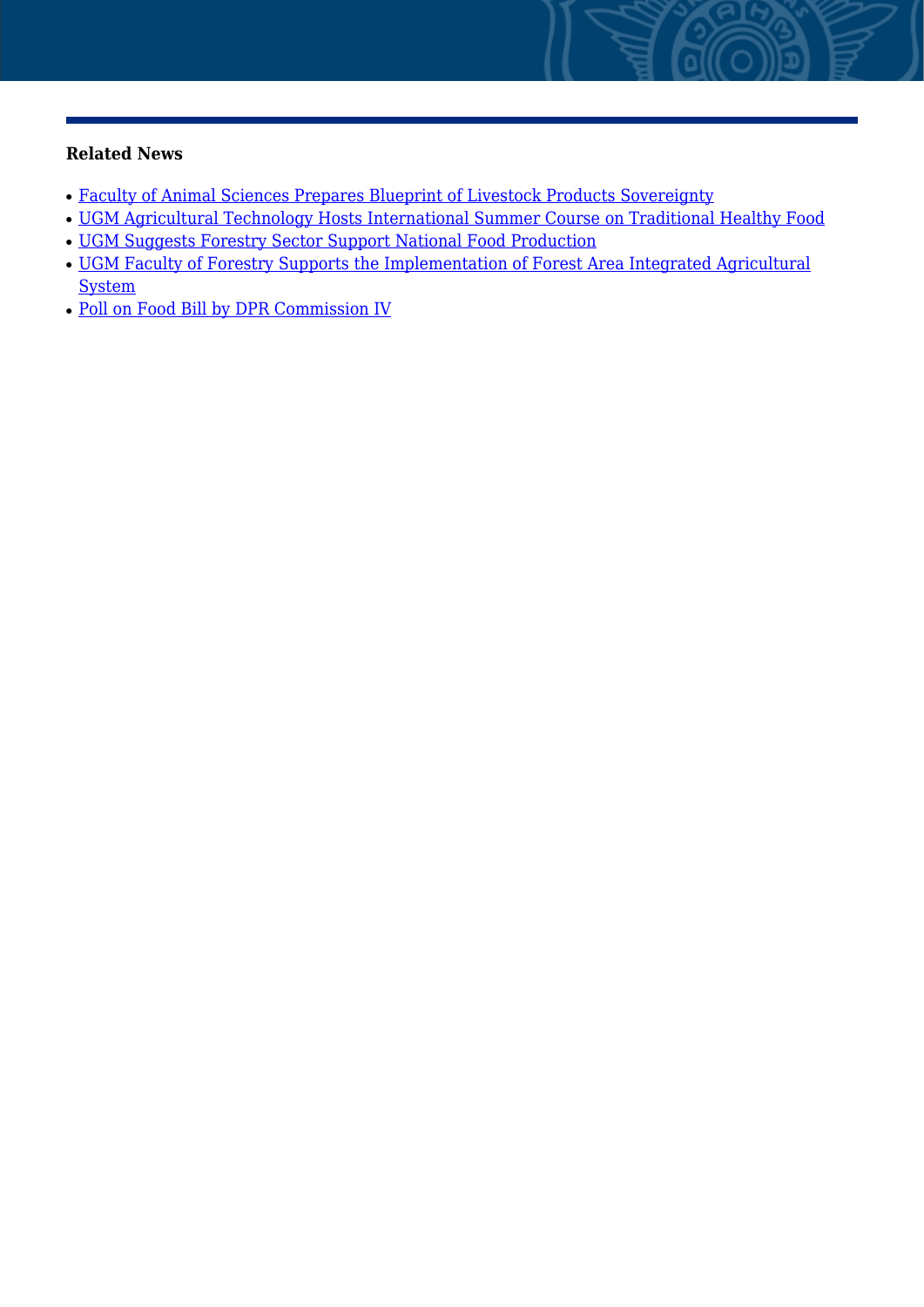**Related News**

- Faculty of Animal Sciences Prepares Blueprint of Livestock Products Sovereignty
- UGM Agricultural Technology Hosts International Summer Course on Traditional Healthy Food
- UGM Suggests Forestry Sector Support National Food Production
- UGM Faculty of Forestry Supports the Implementation of Forest Area Integrated Agricultural System
- Poll on Food Bill by DPR Commission IV